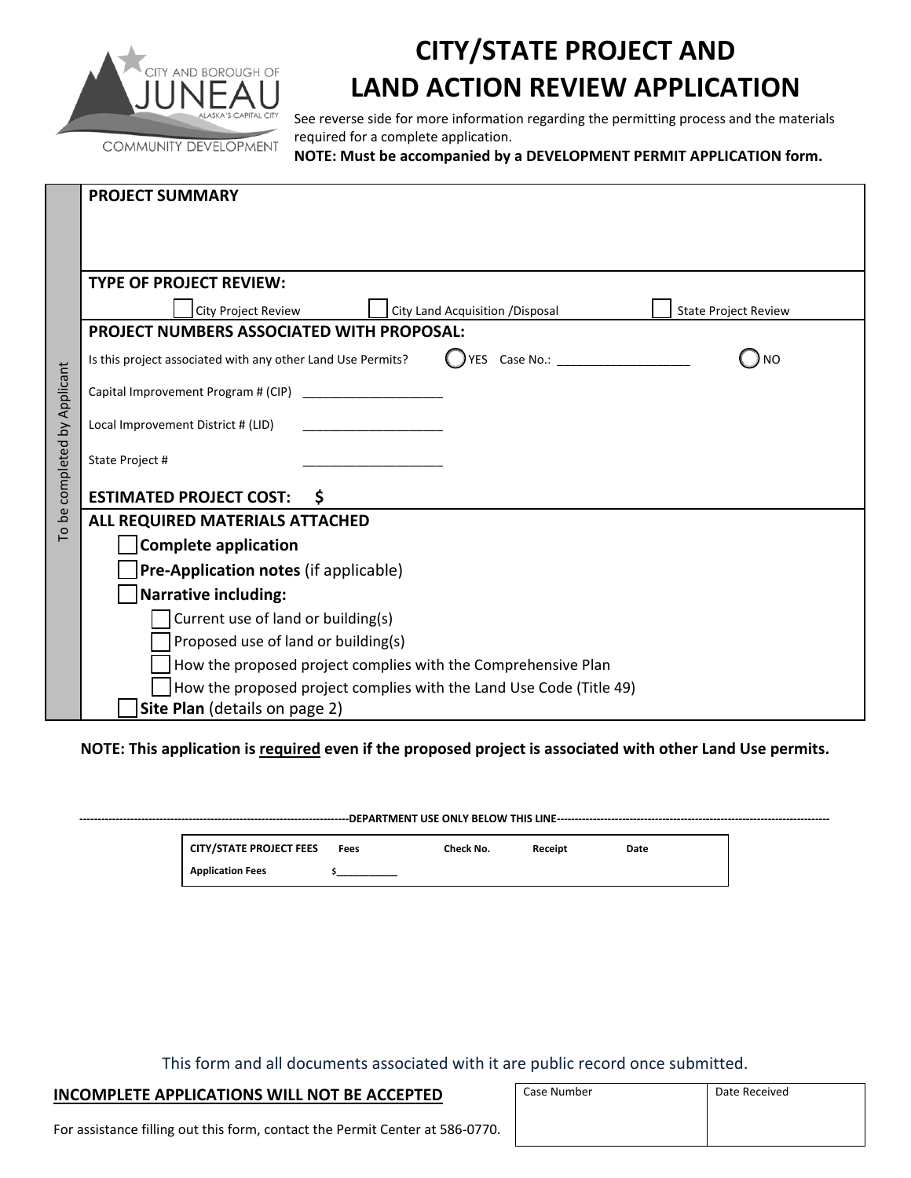# CITY/STATE PROJECT AND LAND ACTION REVIEW APPLICATION

CITY AND BOROUGH OF JUNEAU — ALASKA'S CAPITAL CITY — COMMUNITY DEVELOPMENT

See reverse side for more information regarding the permitting process and the materials required for a complete application.

**NOTE: Must be accompanied by a DEVELOPMENT PERMIT APPLICATION form.**

*To be completed by Applicant*

## PROJECT SUMMARY

## TYPE OF PROJECT REVIEW:

- ☐ City Project Review
- ☐ City Land Acquisition /Disposal
- ☐ State Project Review

## PROJECT NUMBERS ASSOCIATED WITH PROPOSAL:

Is this project associated with any other Land Use Permits? ◯ YES Case No.: ____________________ ◯ NO

Capital Improvement Program # (CIP) ____________________

Local Improvement District # (LID) ____________________

State Project # ____________________

**ESTIMATED PROJECT COST: $**

## ALL REQUIRED MATERIALS ATTACHED

- ☐ **Complete application**
- ☐ **Pre-Application notes** (if applicable)
- ☐ **Narrative including:**
  - ☐ Current use of land or building(s)
  - ☐ Proposed use of land or building(s)
  - ☐ How the proposed project complies with the Comprehensive Plan
  - ☐ How the proposed project complies with the Land Use Code (Title 49)
- ☐ **Site Plan** (details on page 2)

**NOTE: This application is required even if the proposed project is associated with other Land Use permits.**

---------------------------------------------------------------------------DEPARTMENT USE ONLY BELOW THIS LINE---------------------------------------------------------------------------

| CITY/STATE PROJECT FEES | Fees | Check No. | Receipt | Date |
|---|---|---|---|---|
| Application Fees | $___________ | | | |

This form and all documents associated with it are public record once submitted.

**INCOMPLETE APPLICATIONS WILL NOT BE ACCEPTED**

For assistance filling out this form, contact the Permit Center at 586-0770.

| Case Number | Date Received |
|---|---|
| | |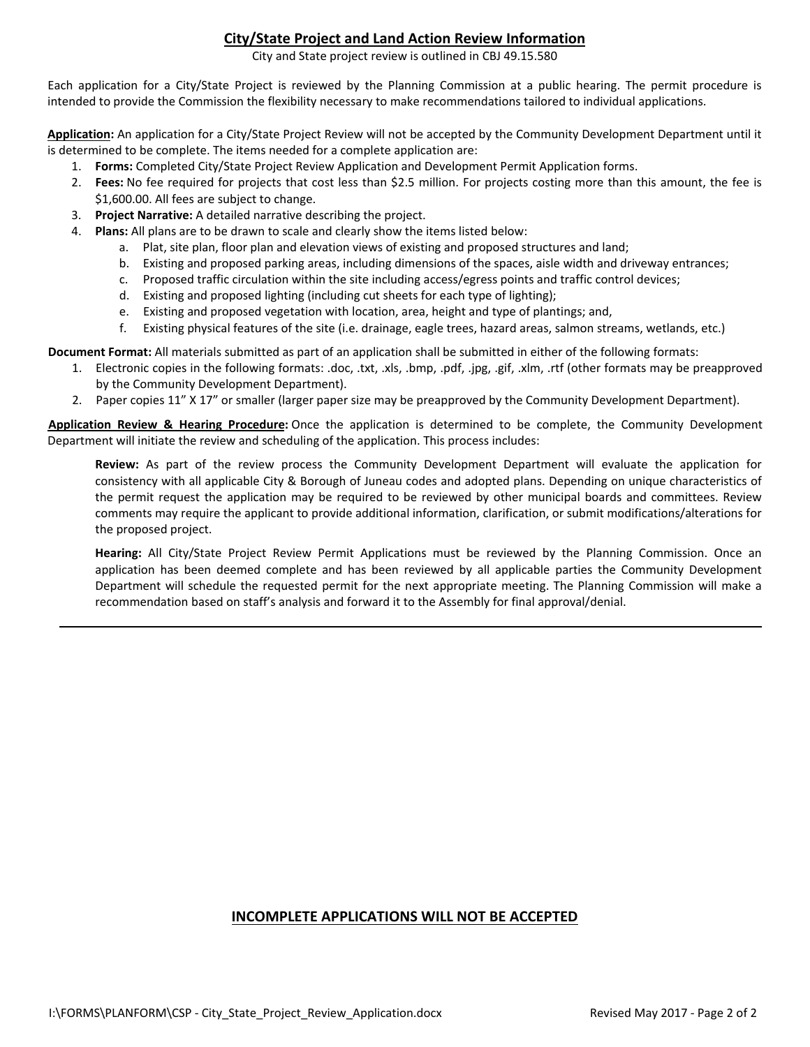# City/State Project and Land Action Review Information

City and State project review is outlined in CBJ 49.15.580

Each application for a City/State Project is reviewed by the Planning Commission at a public hearing. The permit procedure is intended to provide the Commission the flexibility necessary to make recommendations tailored to individual applications.

**Application:** An application for a City/State Project Review will not be accepted by the Community Development Department until it is determined to be complete. The items needed for a complete application are:

1. **Forms:** Completed City/State Project Review Application and Development Permit Application forms.
2. **Fees:** No fee required for projects that cost less than $2.5 million. For projects costing more than this amount, the fee is $1,600.00. All fees are subject to change.
3. **Project Narrative:** A detailed narrative describing the project.
4. **Plans:** All plans are to be drawn to scale and clearly show the items listed below:
   a. Plat, site plan, floor plan and elevation views of existing and proposed structures and land;
   b. Existing and proposed parking areas, including dimensions of the spaces, aisle width and driveway entrances;
   c. Proposed traffic circulation within the site including access/egress points and traffic control devices;
   d. Existing and proposed lighting (including cut sheets for each type of lighting);
   e. Existing and proposed vegetation with location, area, height and type of plantings; and,
   f. Existing physical features of the site (i.e. drainage, eagle trees, hazard areas, salmon streams, wetlands, etc.)

**Document Format:** All materials submitted as part of an application shall be submitted in either of the following formats:

1. Electronic copies in the following formats: .doc, .txt, .xls, .bmp, .pdf, .jpg, .gif, .xlm, .rtf (other formats may be preapproved by the Community Development Department).
2. Paper copies 11" X 17" or smaller (larger paper size may be preapproved by the Community Development Department).

**Application Review & Hearing Procedure:** Once the application is determined to be complete, the Community Development Department will initiate the review and scheduling of the application. This process includes:

**Review:** As part of the review process the Community Development Department will evaluate the application for consistency with all applicable City & Borough of Juneau codes and adopted plans. Depending on unique characteristics of the permit request the application may be required to be reviewed by other municipal boards and committees. Review comments may require the applicant to provide additional information, clarification, or submit modifications/alterations for the proposed project.

**Hearing:** All City/State Project Review Permit Applications must be reviewed by the Planning Commission. Once an application has been deemed complete and has been reviewed by all applicable parties the Community Development Department will schedule the requested permit for the next appropriate meeting. The Planning Commission will make a recommendation based on staff's analysis and forward it to the Assembly for final approval/denial.

---

**INCOMPLETE APPLICATIONS WILL NOT BE ACCEPTED**

I:\FORMS\PLANFORM\CSP - City_State_Project_Review_Application.docx

Revised May 2017